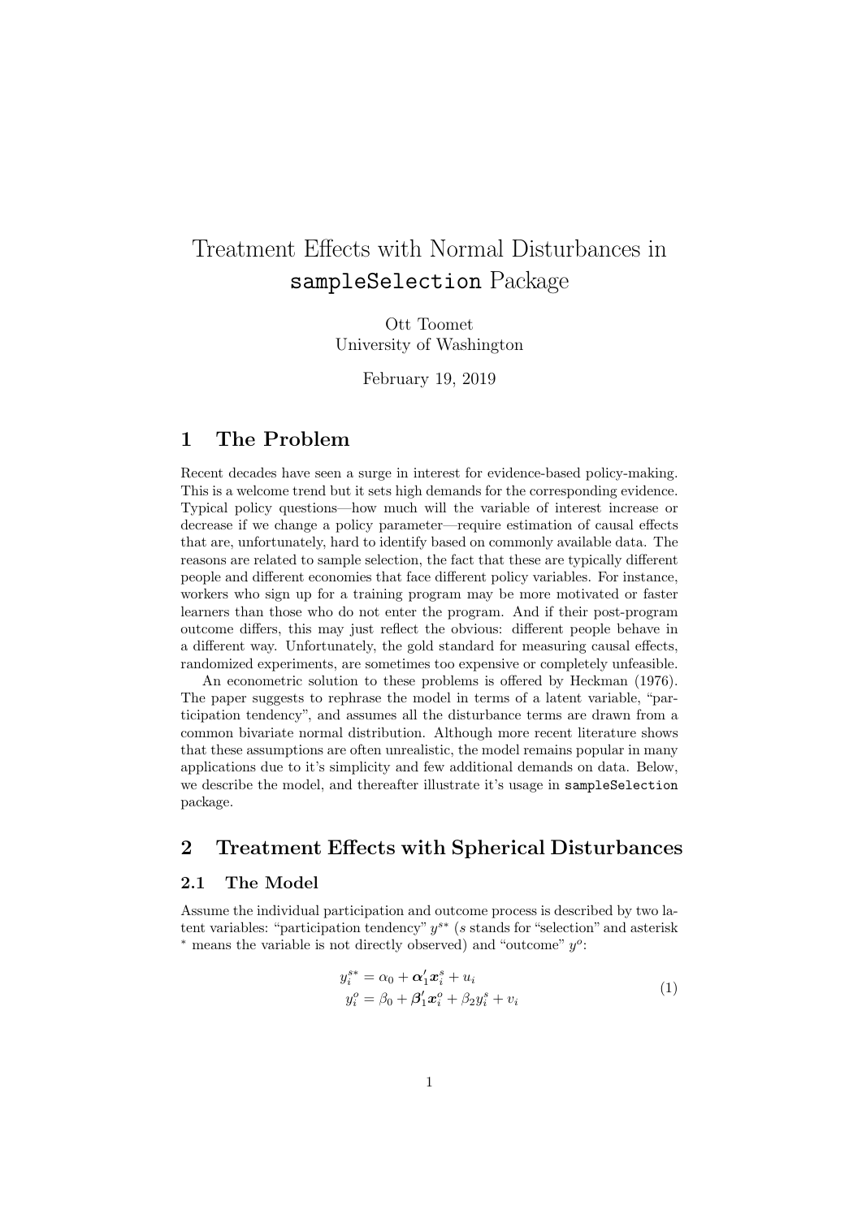# Treatment Effects with Normal Disturbances in `sampleSelection` Package

Ott Toomet
University of Washington

February 19, 2019

## 1 The Problem

Recent decades have seen a surge in interest for evidence-based policy-making. This is a welcome trend but it sets high demands for the corresponding evidence. Typical policy questions—how much will the variable of interest increase or decrease if we change a policy parameter—require estimation of causal effects that are, unfortunately, hard to identify based on commonly available data. The reasons are related to sample selection, the fact that these are typically different people and different economies that face different policy variables. For instance, workers who sign up for a training program may be more motivated or faster learners than those who do not enter the program. And if their post-program outcome differs, this may just reflect the obvious: different people behave in a different way. Unfortunately, the gold standard for measuring causal effects, randomized experiments, are sometimes too expensive or completely unfeasible.

An econometric solution to these problems is offered by Heckman (1976). The paper suggests to rephrase the model in terms of a latent variable, "participation tendency", and assumes all the disturbance terms are drawn from a common bivariate normal distribution. Although more recent literature shows that these assumptions are often unrealistic, the model remains popular in many applications due to it's simplicity and few additional demands on data. Below, we describe the model, and thereafter illustrate it's usage in `sampleSelection` package.

## 2 Treatment Effects with Spherical Disturbances

### 2.1 The Model

Assume the individual participation and outcome process is described by two latent variables: "participation tendency" $y^{s*}$ ($s$ stands for "selection" and asterisk $^*$ means the variable is not directly observed) and "outcome" $y^o$:

$$
\begin{aligned}
y_i^{s*} &= \alpha_0 + \boldsymbol{\alpha}_1' \boldsymbol{x}_i^s + u_i \\
y_i^o &= \beta_0 + \boldsymbol{\beta}_1' \boldsymbol{x}_i^o + \beta_2 y_i^s + v_i
\end{aligned}
\tag{1}
$$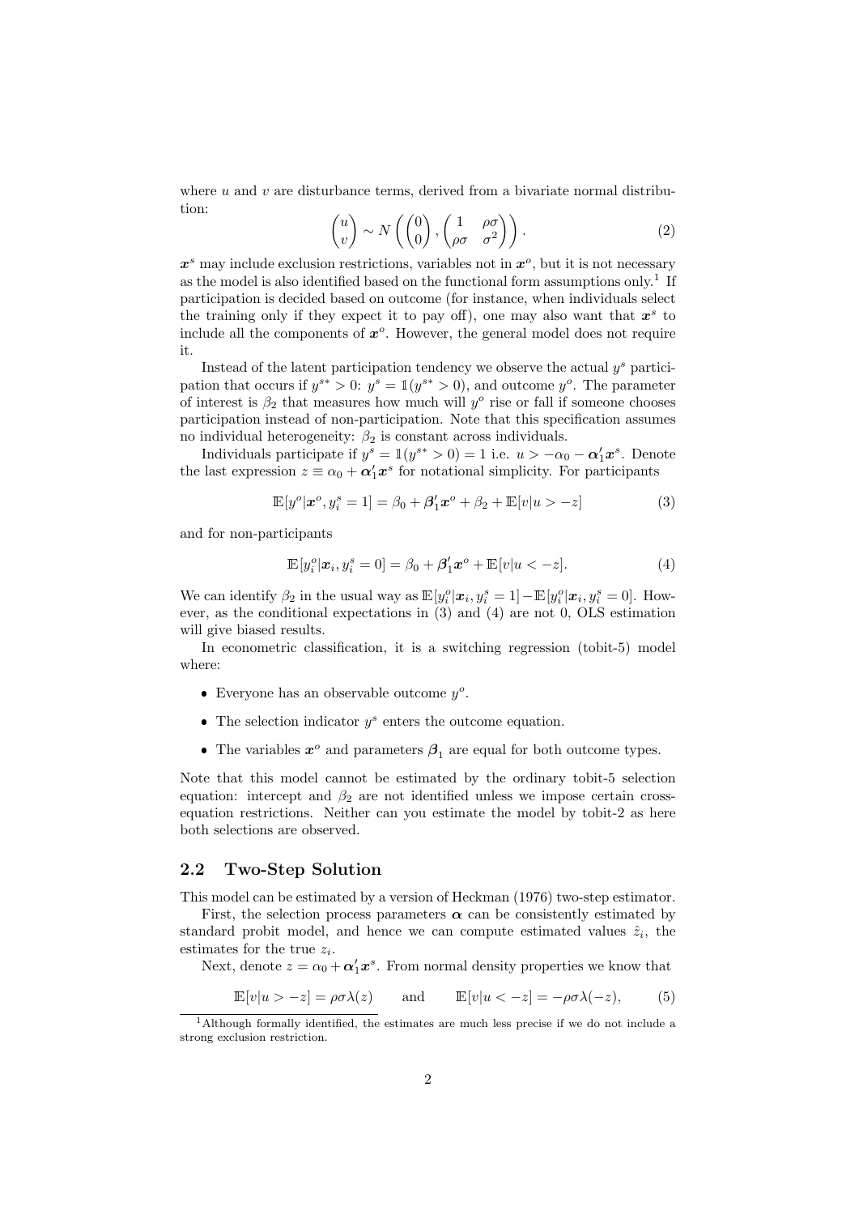where $u$ and $v$ are disturbance terms, derived from a bivariate normal distribution:

$$\begin{pmatrix} u \\ v \end{pmatrix} \sim N\left( \begin{pmatrix} 0 \\ 0 \end{pmatrix}, \begin{pmatrix} 1 & \rho\sigma \\ \rho\sigma & \sigma^2 \end{pmatrix} \right). \tag{2}$$

$\boldsymbol{x}^s$ may include exclusion restrictions, variables not in $\boldsymbol{x}^o$, but it is not necessary as the model is also identified based on the functional form assumptions only.[1] If participation is decided based on outcome (for instance, when individuals select the training only if they expect it to pay off), one may also want that $\boldsymbol{x}^s$ to include all the components of $\boldsymbol{x}^o$. However, the general model does not require it.

Instead of the latent participation tendency we observe the actual $y^s$ participation that occurs if $y^{s*} > 0$: $y^s = \mathbb{1}(y^{s*} > 0)$, and outcome $y^o$. The parameter of interest is $\beta_2$ that measures how much will $y^o$ rise or fall if someone chooses participation instead of non-participation. Note that this specification assumes no individual heterogeneity: $\beta_2$ is constant across individuals.

Individuals participate if $y^s = \mathbb{1}(y^{s*} > 0) = 1$ i.e. $u > -\alpha_0 - \boldsymbol{\alpha}_1'\boldsymbol{x}^s$. Denote the last expression $z \equiv \alpha_0 + \boldsymbol{\alpha}_1'\boldsymbol{x}^s$ for notational simplicity. For participants

$$\mathbb{E}[y^o|\boldsymbol{x}^o, y_i^s = 1] = \beta_0 + \boldsymbol{\beta}_1'\boldsymbol{x}^o + \beta_2 + \mathbb{E}[v|u > -z] \tag{3}$$

and for non-participants

$$\mathbb{E}[y_i^o|\boldsymbol{x}_i, y_i^s = 0] = \beta_0 + \boldsymbol{\beta}_1'\boldsymbol{x}^o + \mathbb{E}[v|u < -z]. \tag{4}$$

We can identify $\beta_2$ in the usual way as $\mathbb{E}[y_i^o|\boldsymbol{x}_i, y_i^s = 1] - \mathbb{E}[y_i^o|\boldsymbol{x}_i, y_i^s = 0]$. However, as the conditional expectations in (3) and (4) are not 0, OLS estimation will give biased results.

In econometric classification, it is a switching regression (tobit-5) model where:

- Everyone has an observable outcome $y^o$.
- The selection indicator $y^s$ enters the outcome equation.
- The variables $\boldsymbol{x}^o$ and parameters $\boldsymbol{\beta}_1$ are equal for both outcome types.

Note that this model cannot be estimated by the ordinary tobit-5 selection equation: intercept and $\beta_2$ are not identified unless we impose certain cross-equation restrictions. Neither can you estimate the model by tobit-2 as here both selections are observed.

## 2.2 Two-Step Solution

This model can be estimated by a version of Heckman (1976) two-step estimator.

First, the selection process parameters $\boldsymbol{\alpha}$ can be consistently estimated by standard probit model, and hence we can compute estimated values $\hat{z}_i$, the estimates for the true $z_i$.

Next, denote $z = \alpha_0 + \boldsymbol{\alpha}_1'\boldsymbol{x}^s$. From normal density properties we know that

$$\mathbb{E}[v|u > -z] = \rho\sigma\lambda(z) \qquad \text{and} \qquad \mathbb{E}[v|u < -z] = -\rho\sigma\lambda(-z), \tag{5}$$

[1] Although formally identified, the estimates are much less precise if we do not include a strong exclusion restriction.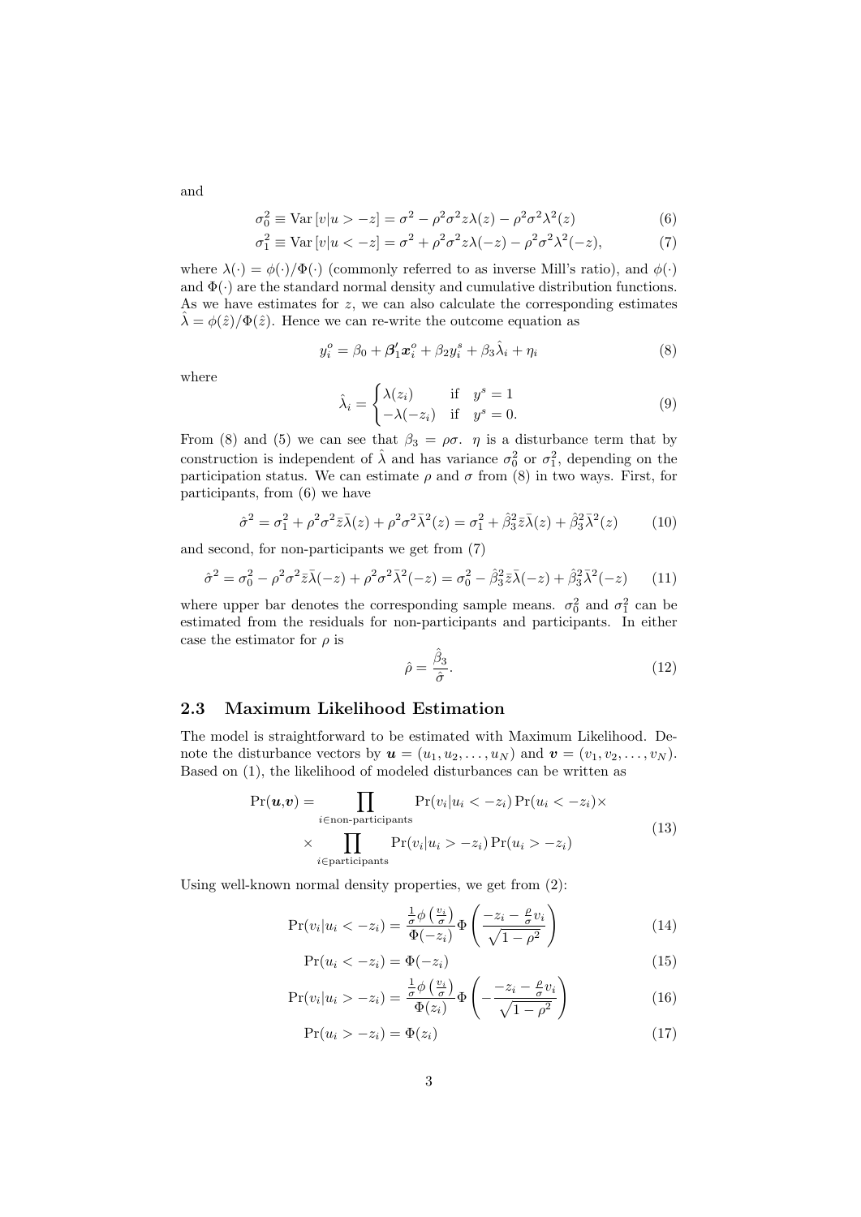and

$$\sigma_0^2 \equiv \operatorname{Var}[v|u > -z] = \sigma^2 - \rho^2\sigma^2 z\lambda(z) - \rho^2\sigma^2\lambda^2(z) \tag{6}$$

$$\sigma_1^2 \equiv \operatorname{Var}[v|u < -z] = \sigma^2 + \rho^2\sigma^2 z\lambda(-z) - \rho^2\sigma^2\lambda^2(-z), \tag{7}$$

where $\lambda(\cdot) = \phi(\cdot)/\Phi(\cdot)$ (commonly referred to as inverse Mill's ratio), and $\phi(\cdot)$ and $\Phi(\cdot)$ are the standard normal density and cumulative distribution functions. As we have estimates for $z$, we can also calculate the corresponding estimates $\hat{\lambda} = \phi(\hat{z})/\Phi(\hat{z})$. Hence we can re-write the outcome equation as

$$y_i^o = \beta_0 + \boldsymbol{\beta}_1' \boldsymbol{x}_i^o + \beta_2 y_i^s + \beta_3 \hat{\lambda}_i + \eta_i \tag{8}$$

where

$$\hat{\lambda}_i = \begin{cases} \lambda(z_i) & \text{if} \quad y^s = 1 \\ -\lambda(-z_i) & \text{if} \quad y^s = 0. \end{cases} \tag{9}$$

From (8) and (5) we can see that $\beta_3 = \rho\sigma$. $\eta$ is a disturbance term that by construction is independent of $\hat{\lambda}$ and has variance $\sigma_0^2$ or $\sigma_1^2$, depending on the participation status. We can estimate $\rho$ and $\sigma$ from (8) in two ways. First, for participants, from (6) we have

$$\hat{\sigma}^2 = \sigma_1^2 + \rho^2\sigma^2\bar{z}\bar{\lambda}(z) + \rho^2\sigma^2\bar{\lambda}^2(z) = \sigma_1^2 + \hat{\beta}_3^2\bar{z}\bar{\lambda}(z) + \hat{\beta}_3^2\bar{\lambda}^2(z) \tag{10}$$

and second, for non-participants we get from (7)

$$\hat{\sigma}^2 = \sigma_0^2 - \rho^2\sigma^2\bar{z}\bar{\lambda}(-z) + \rho^2\sigma^2\bar{\lambda}^2(-z) = \sigma_0^2 - \hat{\beta}_3^2\bar{z}\bar{\lambda}(-z) + \hat{\beta}_3^2\bar{\lambda}^2(-z) \tag{11}$$

where upper bar denotes the corresponding sample means. $\sigma_0^2$ and $\sigma_1^2$ can be estimated from the residuals for non-participants and participants. In either case the estimator for $\rho$ is

$$\hat{\rho} = \frac{\hat{\beta}_3}{\hat{\sigma}}. \tag{12}$$

## 2.3 Maximum Likelihood Estimation

The model is straightforward to be estimated with Maximum Likelihood. Denote the disturbance vectors by $\boldsymbol{u} = (u_1, u_2, \dots, u_N)$ and $\boldsymbol{v} = (v_1, v_2, \dots, v_N)$. Based on (1), the likelihood of modeled disturbances can be written as

$$\begin{aligned} \Pr(\boldsymbol{u},\boldsymbol{v}) = &\prod_{i \in \text{non-participants}} \Pr(v_i | u_i < -z_i) \Pr(u_i < -z_i) \times \\ &\times \prod_{i \in \text{participants}} \Pr(v_i | u_i > -z_i) \Pr(u_i > -z_i) \end{aligned} \tag{13}$$

Using well-known normal density properties, we get from (2):

$$\Pr(v_i | u_i < -z_i) = \frac{\frac{1}{\sigma}\phi\left(\frac{v_i}{\sigma}\right)}{\Phi(-z_i)} \Phi\left(\frac{-z_i - \frac{\rho}{\sigma}v_i}{\sqrt{1-\rho^2}}\right) \tag{14}$$

$$\Pr(u_i < -z_i) = \Phi(-z_i) \tag{15}$$

$$\Pr(v_i | u_i > -z_i) = \frac{\frac{1}{\sigma}\phi\left(\frac{v_i}{\sigma}\right)}{\Phi(z_i)} \Phi\left(-\frac{-z_i - \frac{\rho}{\sigma}v_i}{\sqrt{1-\rho^2}}\right) \tag{16}$$

$$\Pr(u_i > -z_i) = \Phi(z_i) \tag{17}$$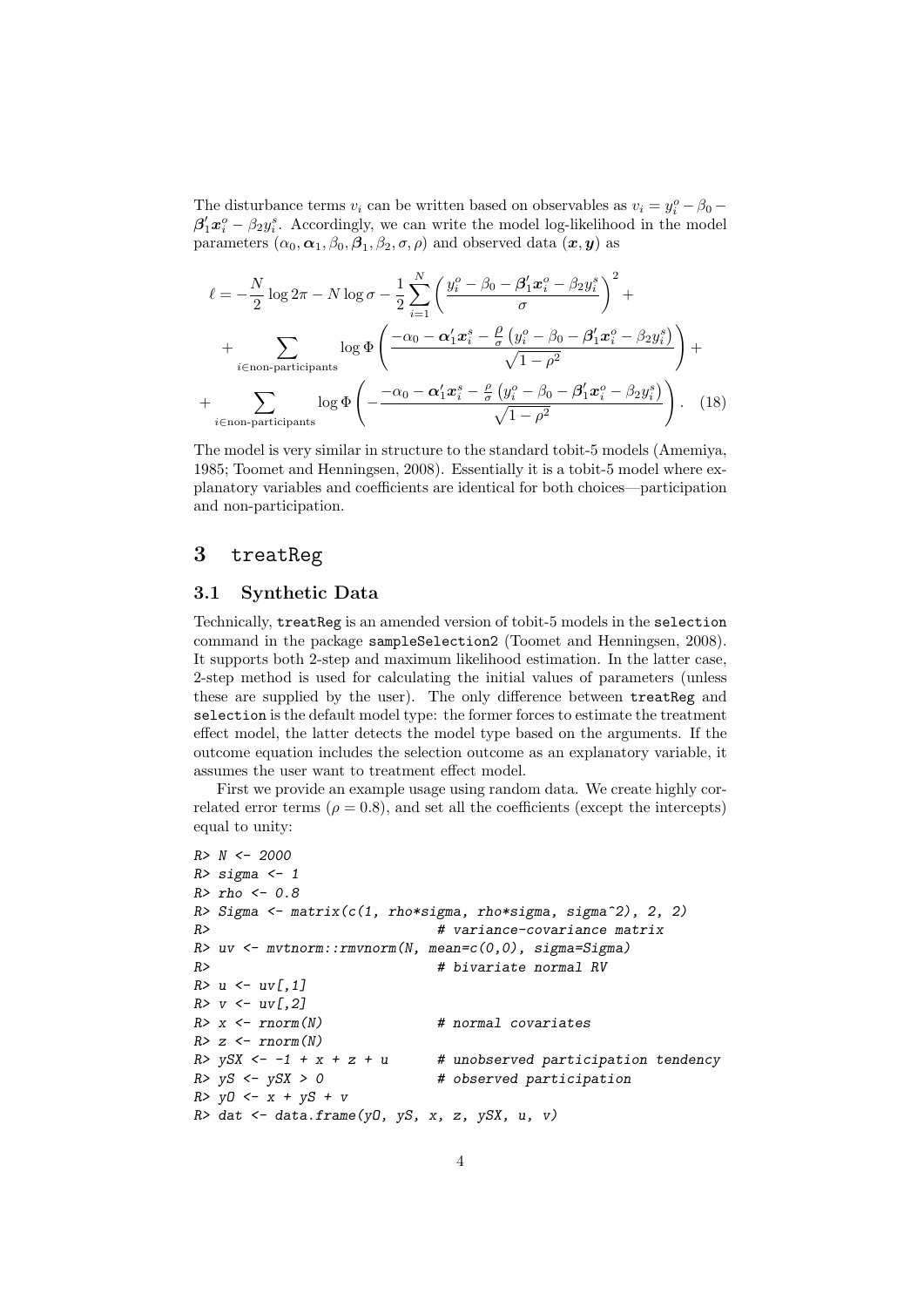The disturbance terms $v_i$ can be written based on observables as $v_i = y_i^o - \beta_0 - \boldsymbol{\beta}_1' \boldsymbol{x}_i^o - \beta_2 y_i^s$. Accordingly, we can write the model log-likelihood in the model parameters $(\alpha_0, \boldsymbol{\alpha}_1, \beta_0, \boldsymbol{\beta}_1, \beta_2, \sigma, \rho)$ and observed data $(\boldsymbol{x}, \boldsymbol{y})$ as

$$
\begin{aligned}
\ell = & -\frac{N}{2} \log 2\pi - N \log \sigma - \frac{1}{2} \sum_{i=1}^{N} \left( \frac{y_i^o - \beta_0 - \boldsymbol{\beta}_1' \boldsymbol{x}_i^o - \beta_2 y_i^s}{\sigma} \right)^2 + \\
& + \sum_{i \in \text{non-participants}} \log \Phi \left( \frac{-\alpha_0 - \boldsymbol{\alpha}_1' \boldsymbol{x}_i^s - \frac{\rho}{\sigma} \left( y_i^o - \beta_0 - \boldsymbol{\beta}_1' \boldsymbol{x}_i^o - \beta_2 y_i^s \right)}{\sqrt{1 - \rho^2}} \right) + \\
+ & \sum_{i \in \text{non-participants}} \log \Phi \left( - \frac{-\alpha_0 - \boldsymbol{\alpha}_1' \boldsymbol{x}_i^s - \frac{\rho}{\sigma} \left( y_i^o - \beta_0 - \boldsymbol{\beta}_1' \boldsymbol{x}_i^o - \beta_2 y_i^s \right)}{\sqrt{1 - \rho^2}} \right). \quad (18)
\end{aligned}
$$

The model is very similar in structure to the standard tobit-5 models (Amemiya, 1985; Toomet and Henningsen, 2008). Essentially it is a tobit-5 model where explanatory variables and coefficients are identical for both choices—participation and non-participation.

## 3 treatReg

### 3.1 Synthetic Data

Technically, treatReg is an amended version of tobit-5 models in the selection command in the package sampleSelection2 (Toomet and Henningsen, 2008). It supports both 2-step and maximum likelihood estimation. In the latter case, 2-step method is used for calculating the initial values of parameters (unless these are supplied by the user). The only difference between treatReg and selection is the default model type: the former forces to estimate the treatment effect model, the latter detects the model type based on the arguments. If the outcome equation includes the selection outcome as an explanatory variable, it assumes the user want to treatment effect model.

First we provide an example usage using random data. We create highly correlated error terms ($\rho = 0.8$), and set all the coefficients (except the intercepts) equal to unity:

```
R> N <- 2000
R> sigma <- 1
R> rho <- 0.8
R> Sigma <- matrix(c(1, rho*sigma, rho*sigma, sigma^2), 2, 2)
R>                              # variance-covariance matrix
R> uv <- mvtnorm::rmvnorm(N, mean=c(0,0), sigma=Sigma)
R>                              # bivariate normal RV
R> u <- uv[,1]
R> v <- uv[,2]
R> x <- rnorm(N)                # normal covariates
R> z <- rnorm(N)
R> ySX <- -1 + x + z + u        # unobserved participation tendency
R> yS <- ySX > 0                # observed participation
R> yO <- x + yS + v
R> dat <- data.frame(yO, yS, x, z, ySX, u, v)
```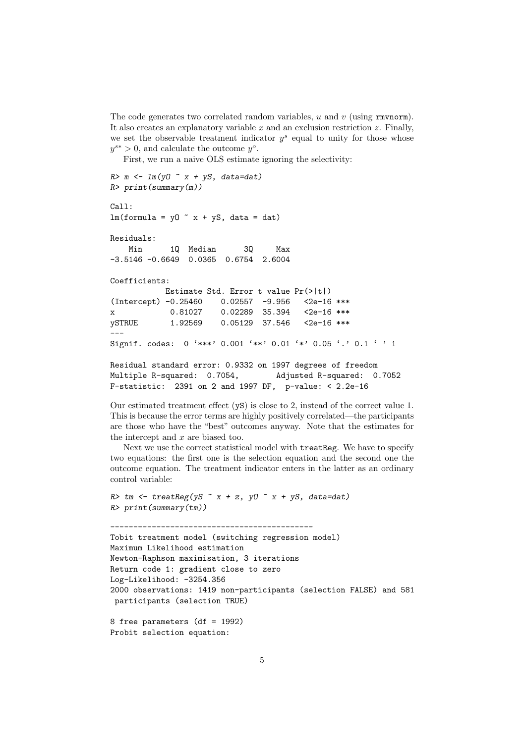The code generates two correlated random variables, $u$ and $v$ (using `rmvnorm`). It also creates an explanatory variable $x$ and an exclusion restriction $z$. Finally, we set the observable treatment indicator $y^s$ equal to unity for those whose $y^{s*} > 0$, and calculate the outcome $y^o$.

First, we run a naive OLS estimate ignoring the selectivity:

```
R> m <- lm(yO ~ x + yS, data=dat)
R> print(summary(m))

Call:
lm(formula = yO ~ x + yS, data = dat)

Residuals:
    Min      1Q  Median      3Q     Max 
-3.5146 -0.6649  0.0365  0.6754  2.6004 

Coefficients:
            Estimate Std. Error t value Pr(>|t|)    
(Intercept) -0.25460    0.02557  -9.956   <2e-16 ***
x            0.81027    0.02289  35.394   <2e-16 ***
ySTRUE       1.92569    0.05129  37.546   <2e-16 ***
---
Signif. codes:  0 '***' 0.001 '**' 0.01 '*' 0.05 '.' 0.1 ' ' 1 

Residual standard error: 0.9332 on 1997 degrees of freedom
Multiple R-squared:  0.7054,	Adjusted R-squared:  0.7052 
F-statistic:  2391 on 2 and 1997 DF,  p-value: < 2.2e-16
```

Our estimated treatment effect (`yS`) is close to 2, instead of the correct value 1. This is because the error terms are highly positively correlated—the participants are those who have the "best" outcomes anyway. Note that the estimates for the intercept and $x$ are biased too.

Next we use the correct statistical model with `treatReg`. We have to specify two equations: the first one is the selection equation and the second one the outcome equation. The treatment indicator enters in the latter as an ordinary control variable:

```
R> tm <- treatReg(yS ~ x + z, yO ~ x + yS, data=dat)
R> print(summary(tm))

--------------------------------------------
Tobit treatment model (switching regression model)
Maximum Likelihood estimation
Newton-Raphson maximisation, 3 iterations
Return code 1: gradient close to zero
Log-Likelihood: -3254.356 
2000 observations: 1419 non-participants (selection FALSE) and 581
 participants (selection TRUE)

8 free parameters (df = 1992)
Probit selection equation:
```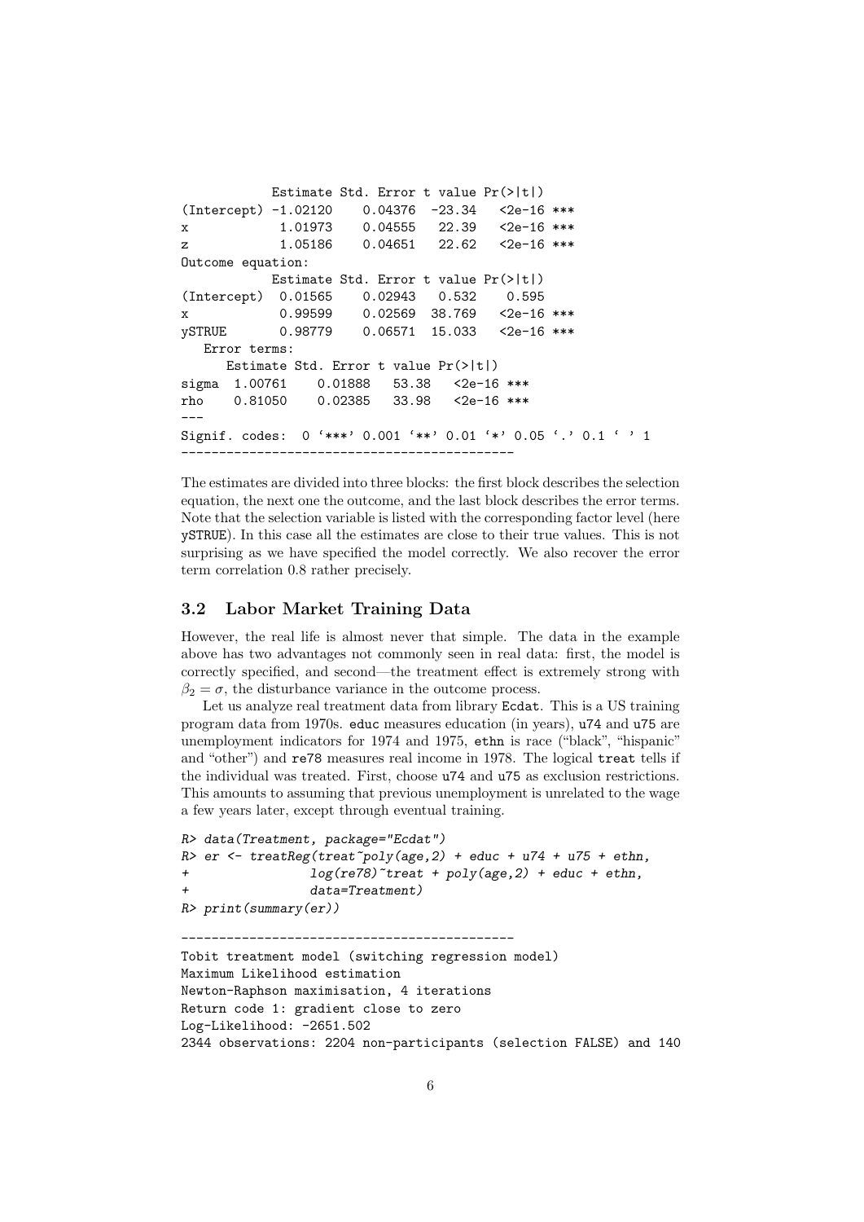```
            Estimate Std. Error t value Pr(>|t|)
(Intercept) -1.02120    0.04376  -23.34   <2e-16 ***
x            1.01973    0.04555   22.39   <2e-16 ***
z            1.05186    0.04651   22.62   <2e-16 ***
Outcome equation:
            Estimate Std. Error t value Pr(>|t|)
(Intercept)  0.01565    0.02943   0.532    0.595
x            0.99599    0.02569  38.769   <2e-16 ***
ySTRUE       0.98779    0.06571  15.033   <2e-16 ***
   Error terms:
      Estimate Std. Error t value Pr(>|t|)
sigma  1.00761    0.01888   53.38   <2e-16 ***
rho    0.81050    0.02385   33.98   <2e-16 ***
---
Signif. codes:  0 '***' 0.001 '**' 0.01 '*' 0.05 '.' 0.1 ' ' 1
--------------------------------------------
```

The estimates are divided into three blocks: the first block describes the selection equation, the next one the outcome, and the last block describes the error terms. Note that the selection variable is listed with the corresponding factor level (here ySTRUE). In this case all the estimates are close to their true values. This is not surprising as we have specified the model correctly. We also recover the error term correlation 0.8 rather precisely.

### 3.2 Labor Market Training Data

However, the real life is almost never that simple. The data in the example above has two advantages not commonly seen in real data: first, the model is correctly specified, and second—the treatment effect is extremely strong with $\beta_2 = \sigma$, the disturbance variance in the outcome process.

Let us analyze real treatment data from library Ecdat. This is a US training program data from 1970s. educ measures education (in years), u74 and u75 are unemployment indicators for 1974 and 1975, ethn is race ("black", "hispanic" and "other") and re78 measures real income in 1978. The logical treat tells if the individual was treated. First, choose u74 and u75 as exclusion restrictions. This amounts to assuming that previous unemployment is unrelated to the wage a few years later, except through eventual training.

```
R> data(Treatment, package="Ecdat")
R> er <- treatReg(treat~poly(age,2) + educ + u74 + u75 + ethn,
+                log(re78)~treat + poly(age,2) + educ + ethn,
+                data=Treatment)
R> print(summary(er))
```

```
--------------------------------------------
Tobit treatment model (switching regression model)
Maximum Likelihood estimation
Newton-Raphson maximisation, 4 iterations
Return code 1: gradient close to zero
Log-Likelihood: -2651.502
2344 observations: 2204 non-participants (selection FALSE) and 140
```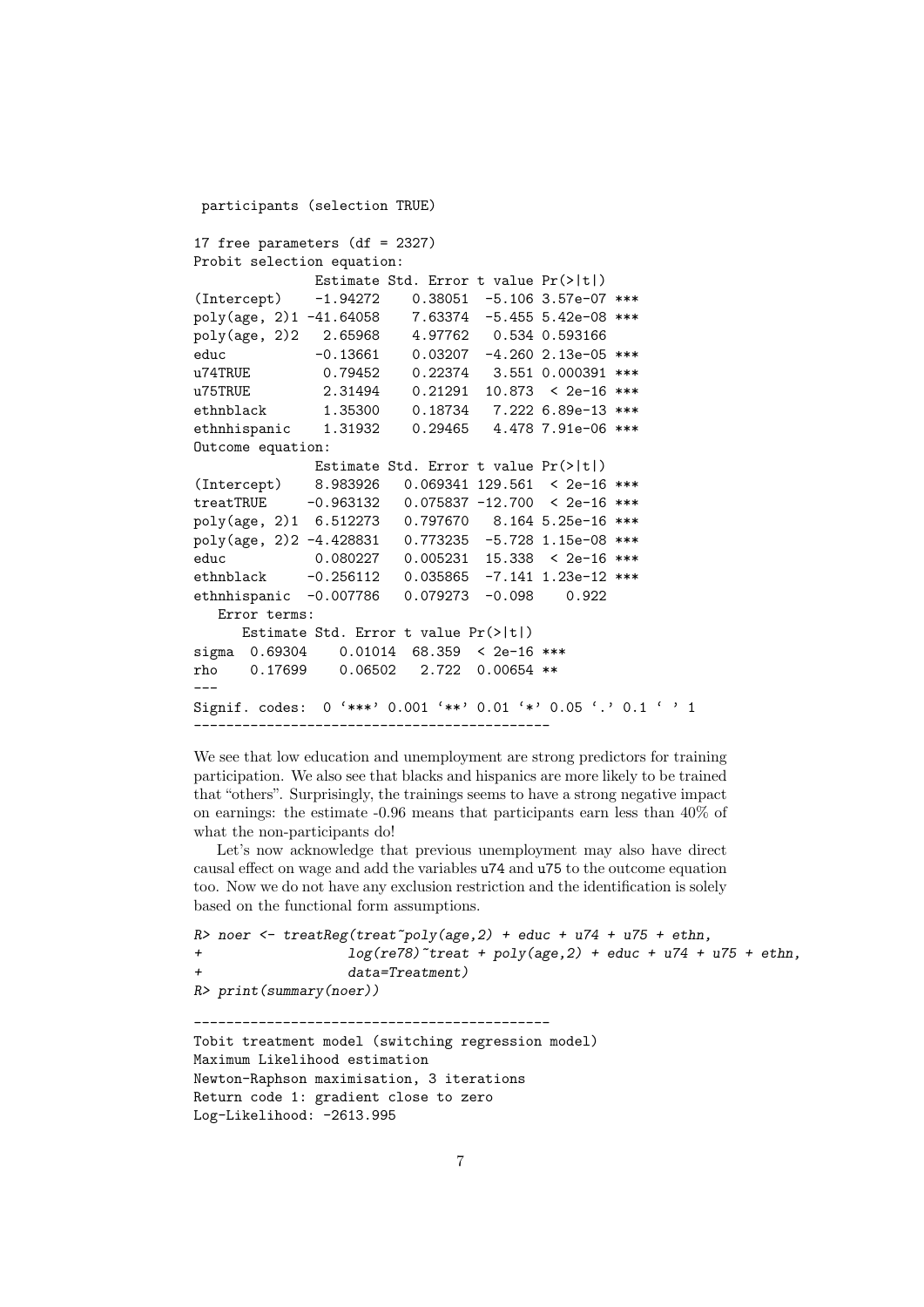```
 participants (selection TRUE)

17 free parameters (df = 2327)
Probit selection equation:
              Estimate Std. Error t value Pr(>|t|)    
(Intercept)    -1.94272    0.38051  -5.106 3.57e-07 ***
poly(age, 2)1 -41.64058    7.63374  -5.455 5.42e-08 ***
poly(age, 2)2   2.65968    4.97762   0.534 0.593166    
educ           -0.13661    0.03207  -4.260 2.13e-05 ***
u74TRUE         0.79452    0.22374   3.551 0.000391 ***
u75TRUE         2.31494    0.21291  10.873  < 2e-16 ***
ethnblack       1.35300    0.18734   7.222 6.89e-13 ***
ethnhispanic    1.31932    0.29465   4.478 7.91e-06 ***
Outcome equation:
              Estimate Std. Error t value Pr(>|t|)    
(Intercept)    8.983926   0.069341 129.561  < 2e-16 ***
treatTRUE     -0.963132   0.075837 -12.700  < 2e-16 ***
poly(age, 2)1  6.512273   0.797670   8.164 5.25e-16 ***
poly(age, 2)2 -4.428831   0.773235  -5.728 1.15e-08 ***
educ           0.080227   0.005231  15.338  < 2e-16 ***
ethnblack     -0.256112   0.035865  -7.141 1.23e-12 ***
ethnhispanic  -0.007786   0.079273  -0.098    0.922    
   Error terms:
      Estimate Std. Error t value Pr(>|t|)    
sigma  0.69304    0.01014  68.359  < 2e-16 ***
rho    0.17699    0.06502   2.722  0.00654 ** 
---
Signif. codes:  0 '***' 0.001 '**' 0.01 '*' 0.05 '.' 0.1 ' ' 1
--------------------------------------------
```

We see that low education and unemployment are strong predictors for training participation. We also see that blacks and hispanics are more likely to be trained that "others". Surprisingly, the trainings seems to have a strong negative impact on earnings: the estimate -0.96 means that participants earn less than 40% of what the non-participants do!

Let's now acknowledge that previous unemployment may also have direct causal effect on wage and add the variables `u74` and `u75` to the outcome equation too. Now we do not have any exclusion restriction and the identification is solely based on the functional form assumptions.

```
R> noer <- treatReg(treat~poly(age,2) + educ + u74 + u75 + ethn,
+                   log(re78)~treat + poly(age,2) + educ + u74 + u75 + ethn,
+                   data=Treatment)
R> print(summary(noer))
```

```
--------------------------------------------
Tobit treatment model (switching regression model)
Maximum Likelihood estimation
Newton-Raphson maximisation, 3 iterations
Return code 1: gradient close to zero
Log-Likelihood: -2613.995
```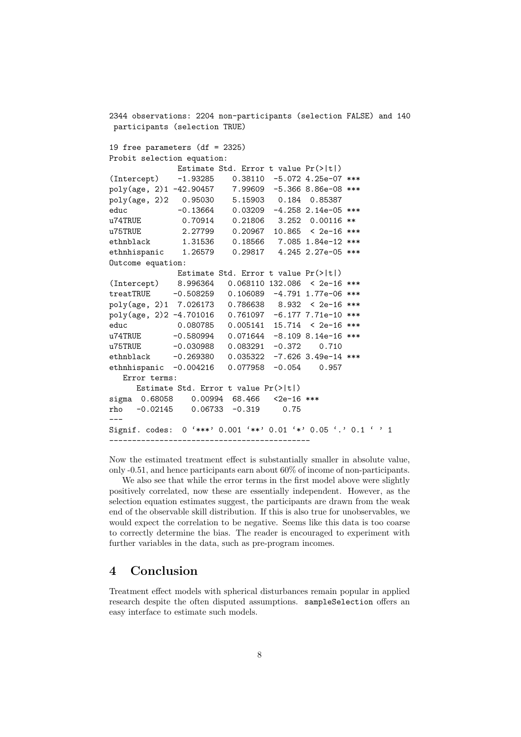```
2344 observations: 2204 non-participants (selection FALSE) and 140
 participants (selection TRUE)

19 free parameters (df = 2325)
Probit selection equation:
              Estimate Std. Error t value Pr(>|t|)
(Intercept)    -1.93285    0.38110  -5.072 4.25e-07 ***
poly(age, 2)1 -42.90457    7.99609  -5.366 8.86e-08 ***
poly(age, 2)2   0.95030    5.15903   0.184  0.85387
educ           -0.13664    0.03209  -4.258 2.14e-05 ***
u74TRUE         0.70914    0.21806   3.252  0.00116 **
u75TRUE         2.27799    0.20967  10.865  < 2e-16 ***
ethnblack       1.31536    0.18566   7.085 1.84e-12 ***
ethnhispanic    1.26579    0.29817   4.245 2.27e-05 ***
Outcome equation:
              Estimate Std. Error t value Pr(>|t|)
(Intercept)    8.996364   0.068110 132.086  < 2e-16 ***
treatTRUE     -0.508259   0.106089  -4.791 1.77e-06 ***
poly(age, 2)1  7.026173   0.786638   8.932  < 2e-16 ***
poly(age, 2)2 -4.701016   0.761097  -6.177 7.71e-10 ***
educ           0.080785   0.005141  15.714  < 2e-16 ***
u74TRUE       -0.580994   0.071644  -8.109 8.14e-16 ***
u75TRUE       -0.030988   0.083291  -0.372    0.710
ethnblack     -0.269380   0.035322  -7.626 3.49e-14 ***
ethnhispanic  -0.004216   0.077958  -0.054    0.957
   Error terms:
      Estimate Std. Error t value Pr(>|t|)
sigma  0.68058    0.00994  68.466   <2e-16 ***
rho   -0.02145    0.06733  -0.319     0.75
---
Signif. codes:  0 '***' 0.001 '**' 0.01 '*' 0.05 '.' 0.1 ' ' 1
--------------------------------------------
```

Now the estimated treatment effect is substantially smaller in absolute value, only -0.51, and hence participants earn about 60% of income of non-participants.

We also see that while the error terms in the first model above were slightly positively correlated, now these are essentially independent. However, as the selection equation estimates suggest, the participants are drawn from the weak end of the observable skill distribution. If this is also true for unobservables, we would expect the correlation to be negative. Seems like this data is too coarse to correctly determine the bias. The reader is encouraged to experiment with further variables in the data, such as pre-program incomes.

## 4 Conclusion

Treatment effect models with spherical disturbances remain popular in applied research despite the often disputed assumptions. `sampleSelection` offers an easy interface to estimate such models.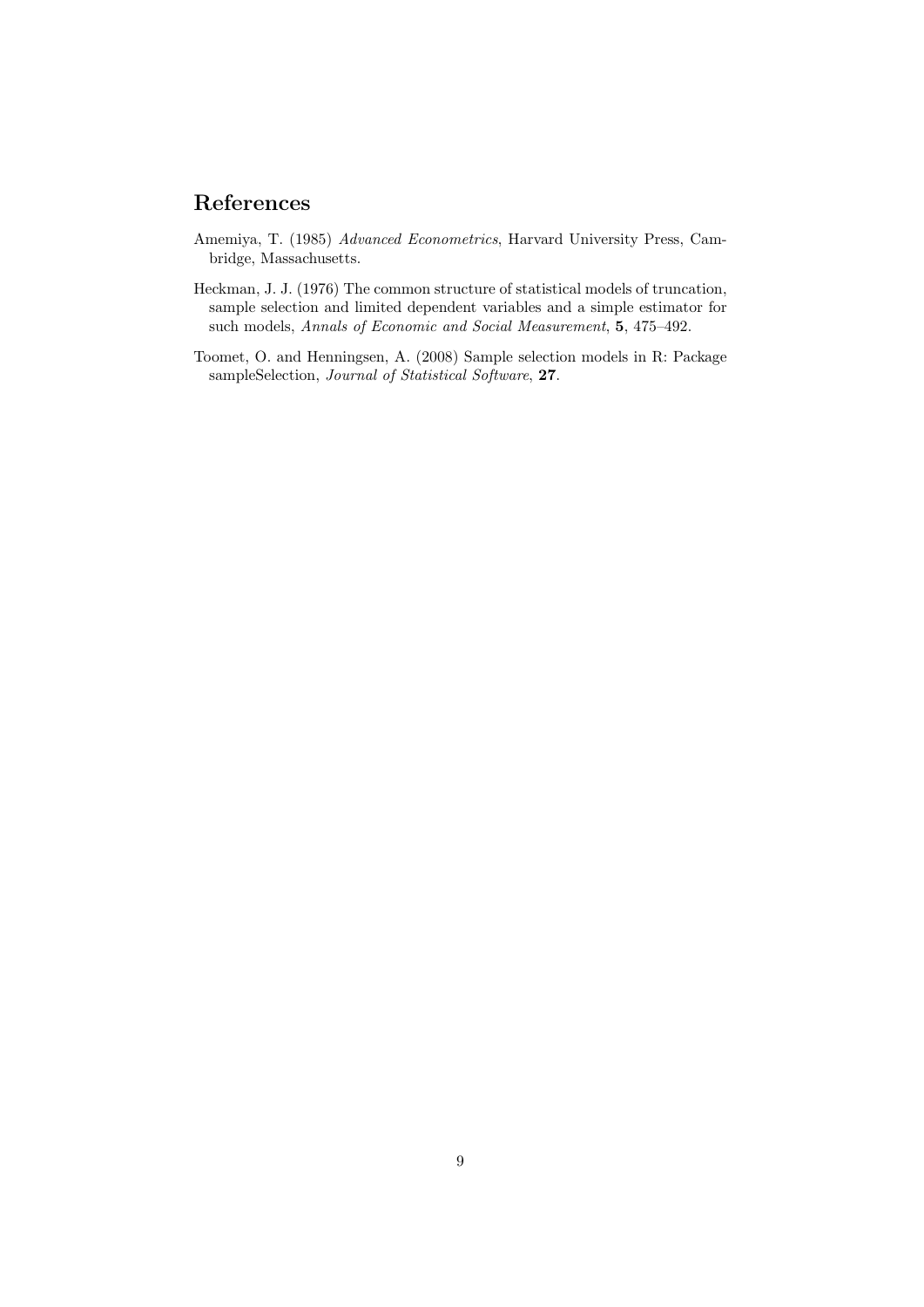## References

Amemiya, T. (1985) *Advanced Econometrics*, Harvard University Press, Cambridge, Massachusetts.

Heckman, J. J. (1976) The common structure of statistical models of truncation, sample selection and limited dependent variables and a simple estimator for such models, *Annals of Economic and Social Measurement*, **5**, 475–492.

Toomet, O. and Henningsen, A. (2008) Sample selection models in R: Package sampleSelection, *Journal of Statistical Software*, **27**.